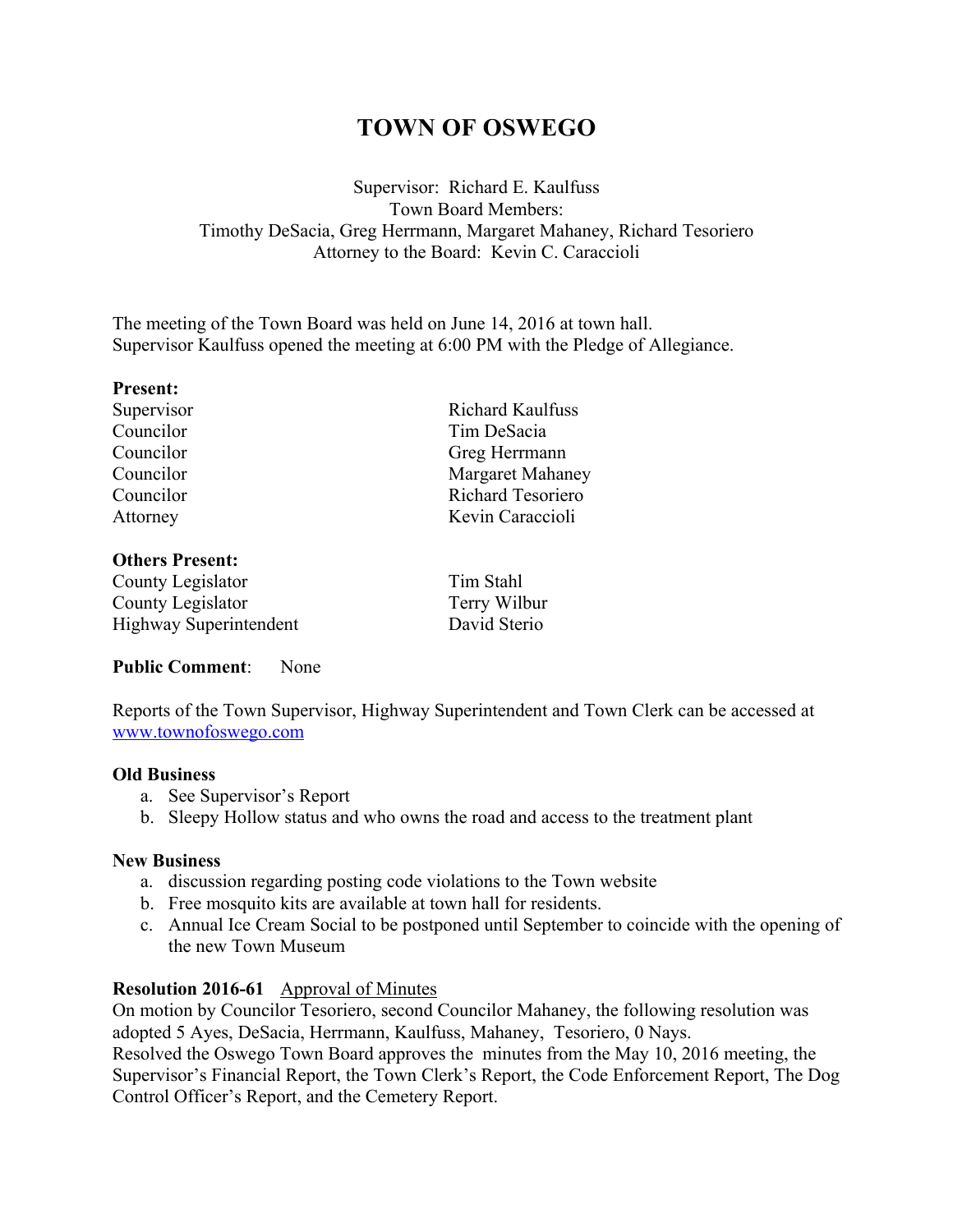# TOWN OF OSWEGO

Supervisor: Richard E. Kaulfuss
Town Board Members:
Timothy DeSacia, Greg Herrmann, Margaret Mahaney, Richard Tesoriero
Attorney to the Board: Kevin C. Caraccioli

The meeting of the Town Board was held on June 14, 2016 at town hall.
Supervisor Kaulfuss opened the meeting at 6:00 PM with the Pledge of Allegiance.

**Present:**

| | |
|---|---|
| Supervisor | Richard Kaulfuss |
| Councilor | Tim DeSacia |
| Councilor | Greg Herrmann |
| Councilor | Margaret Mahaney |
| Councilor | Richard Tesoriero |
| Attorney | Kevin Caraccioli |

**Others Present:**

| | |
|---|---|
| County Legislator | Tim Stahl |
| County Legislator | Terry Wilbur |
| Highway Superintendent | David Sterio |

**Public Comment**: None

Reports of the Town Supervisor, Highway Superintendent and Town Clerk can be accessed at www.townofoswego.com

**Old Business**

a. See Supervisor's Report
b. Sleepy Hollow status and who owns the road and access to the treatment plant

**New Business**

a. discussion regarding posting code violations to the Town website
b. Free mosquito kits are available at town hall for residents.
c. Annual Ice Cream Social to be postponed until September to coincide with the opening of the new Town Museum

**Resolution 2016-61** Approval of Minutes
On motion by Councilor Tesoriero, second Councilor Mahaney, the following resolution was adopted 5 Ayes, DeSacia, Herrmann, Kaulfuss, Mahaney, Tesoriero, 0 Nays.
Resolved the Oswego Town Board approves the minutes from the May 10, 2016 meeting, the Supervisor's Financial Report, the Town Clerk's Report, the Code Enforcement Report, The Dog Control Officer's Report, and the Cemetery Report.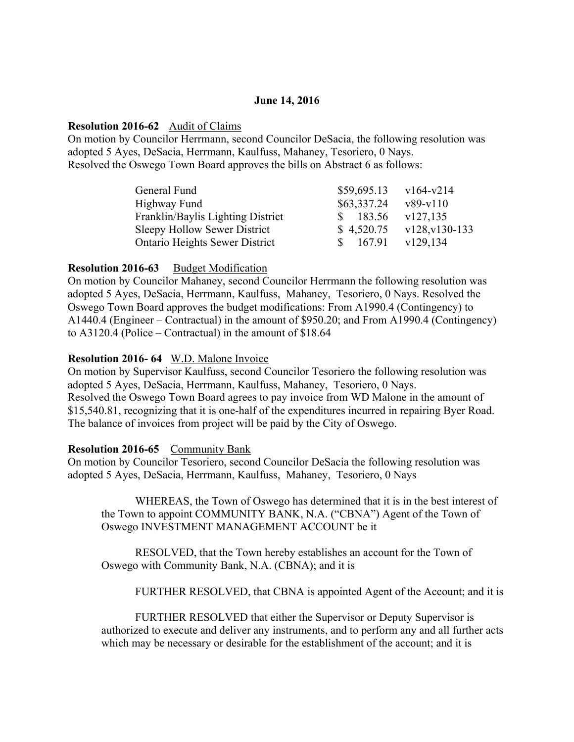**June 14, 2016**

**Resolution 2016-62** Audit of Claims
On motion by Councilor Herrmann, second Councilor DeSacia, the following resolution was adopted 5 Ayes, DeSacia, Herrmann, Kaulfuss, Mahaney, Tesoriero, 0 Nays.
Resolved the Oswego Town Board approves the bills on Abstract 6 as follows:

| | | |
|---|---|---|
| General Fund | $59,695.13 | v164-v214 |
| Highway Fund | $63,337.24 | v89-v110 |
| Franklin/Baylis Lighting District | $ 183.56 | v127,135 |
| Sleepy Hollow Sewer District | $ 4,520.75 | v128,v130-133 |
| Ontario Heights Sewer District | $ 167.91 | v129,134 |

**Resolution 2016-63** Budget Modification
On motion by Councilor Mahaney, second Councilor Herrmann the following resolution was adopted 5 Ayes, DeSacia, Herrmann, Kaulfuss, Mahaney, Tesoriero, 0 Nays. Resolved the Oswego Town Board approves the budget modifications: From A1990.4 (Contingency) to A1440.4 (Engineer – Contractual) in the amount of $950.20; and From A1990.4 (Contingency) to A3120.4 (Police – Contractual) in the amount of $18.64

**Resolution 2016- 64** W.D. Malone Invoice
On motion by Supervisor Kaulfuss, second Councilor Tesoriero the following resolution was adopted 5 Ayes, DeSacia, Herrmann, Kaulfuss, Mahaney, Tesoriero, 0 Nays.
Resolved the Oswego Town Board agrees to pay invoice from WD Malone in the amount of $15,540.81, recognizing that it is one-half of the expenditures incurred in repairing Byer Road. The balance of invoices from project will be paid by the City of Oswego.

**Resolution 2016-65** Community Bank
On motion by Councilor Tesoriero, second Councilor DeSacia the following resolution was adopted 5 Ayes, DeSacia, Herrmann, Kaulfuss, Mahaney, Tesoriero, 0 Nays

WHEREAS, the Town of Oswego has determined that it is in the best interest of the Town to appoint COMMUNITY BANK, N.A. ("CBNA") Agent of the Town of Oswego INVESTMENT MANAGEMENT ACCOUNT be it

RESOLVED, that the Town hereby establishes an account for the Town of Oswego with Community Bank, N.A. (CBNA); and it is

FURTHER RESOLVED, that CBNA is appointed Agent of the Account; and it is

FURTHER RESOLVED that either the Supervisor or Deputy Supervisor is authorized to execute and deliver any instruments, and to perform any and all further acts which may be necessary or desirable for the establishment of the account; and it is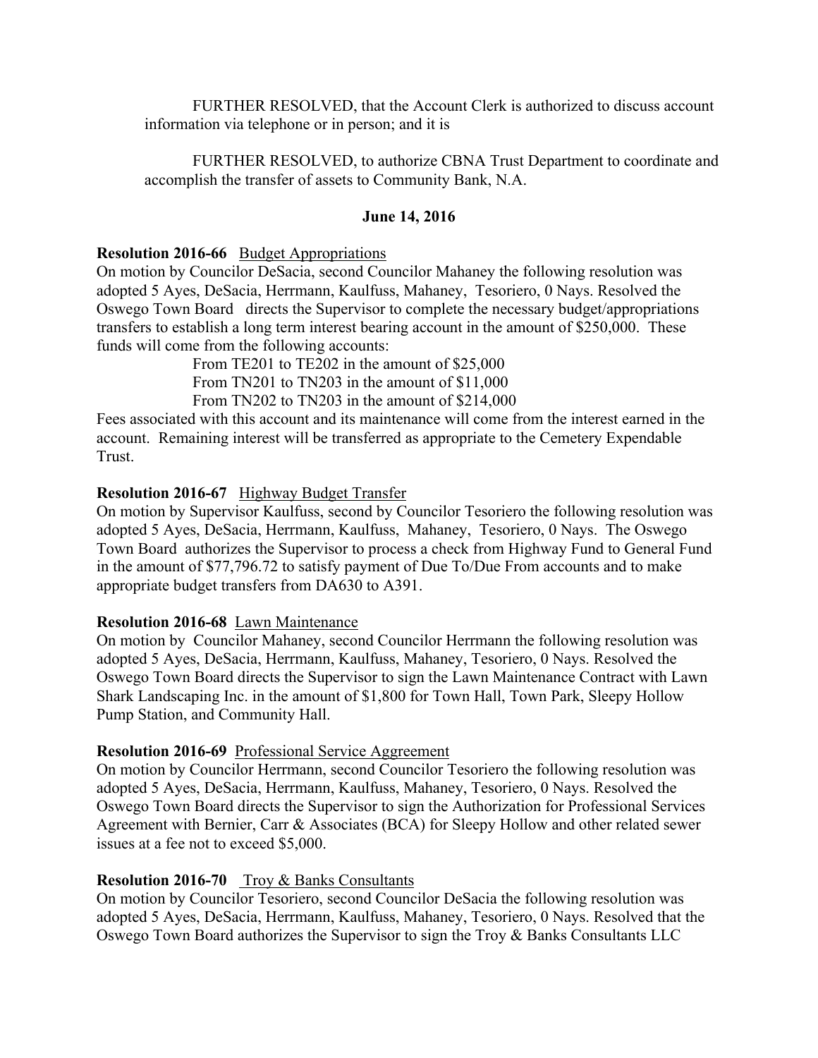FURTHER RESOLVED, that the Account Clerk is authorized to discuss account information via telephone or in person; and it is

FURTHER RESOLVED, to authorize CBNA Trust Department to coordinate and accomplish the transfer of assets to Community Bank, N.A.

**June 14, 2016**

**Resolution 2016-66** Budget Appropriations
On motion by Councilor DeSacia, second Councilor Mahaney the following resolution was adopted 5 Ayes, DeSacia, Herrmann, Kaulfuss, Mahaney, Tesoriero, 0 Nays. Resolved the Oswego Town Board directs the Supervisor to complete the necessary budget/appropriations transfers to establish a long term interest bearing account in the amount of $250,000. These funds will come from the following accounts:

From TE201 to TE202 in the amount of $25,000
From TN201 to TN203 in the amount of $11,000
From TN202 to TN203 in the amount of $214,000

Fees associated with this account and its maintenance will come from the interest earned in the account. Remaining interest will be transferred as appropriate to the Cemetery Expendable Trust.

**Resolution 2016-67** Highway Budget Transfer
On motion by Supervisor Kaulfuss, second by Councilor Tesoriero the following resolution was adopted 5 Ayes, DeSacia, Herrmann, Kaulfuss, Mahaney, Tesoriero, 0 Nays. The Oswego Town Board authorizes the Supervisor to process a check from Highway Fund to General Fund in the amount of $77,796.72 to satisfy payment of Due To/Due From accounts and to make appropriate budget transfers from DA630 to A391.

**Resolution 2016-68** Lawn Maintenance
On motion by Councilor Mahaney, second Councilor Herrmann the following resolution was adopted 5 Ayes, DeSacia, Herrmann, Kaulfuss, Mahaney, Tesoriero, 0 Nays. Resolved the Oswego Town Board directs the Supervisor to sign the Lawn Maintenance Contract with Lawn Shark Landscaping Inc. in the amount of $1,800 for Town Hall, Town Park, Sleepy Hollow Pump Station, and Community Hall.

**Resolution 2016-69** Professional Service Aggreement
On motion by Councilor Herrmann, second Councilor Tesoriero the following resolution was adopted 5 Ayes, DeSacia, Herrmann, Kaulfuss, Mahaney, Tesoriero, 0 Nays. Resolved the Oswego Town Board directs the Supervisor to sign the Authorization for Professional Services Agreement with Bernier, Carr & Associates (BCA) for Sleepy Hollow and other related sewer issues at a fee not to exceed $5,000.

**Resolution 2016-70** Troy & Banks Consultants
On motion by Councilor Tesoriero, second Councilor DeSacia the following resolution was adopted 5 Ayes, DeSacia, Herrmann, Kaulfuss, Mahaney, Tesoriero, 0 Nays. Resolved that the Oswego Town Board authorizes the Supervisor to sign the Troy & Banks Consultants LLC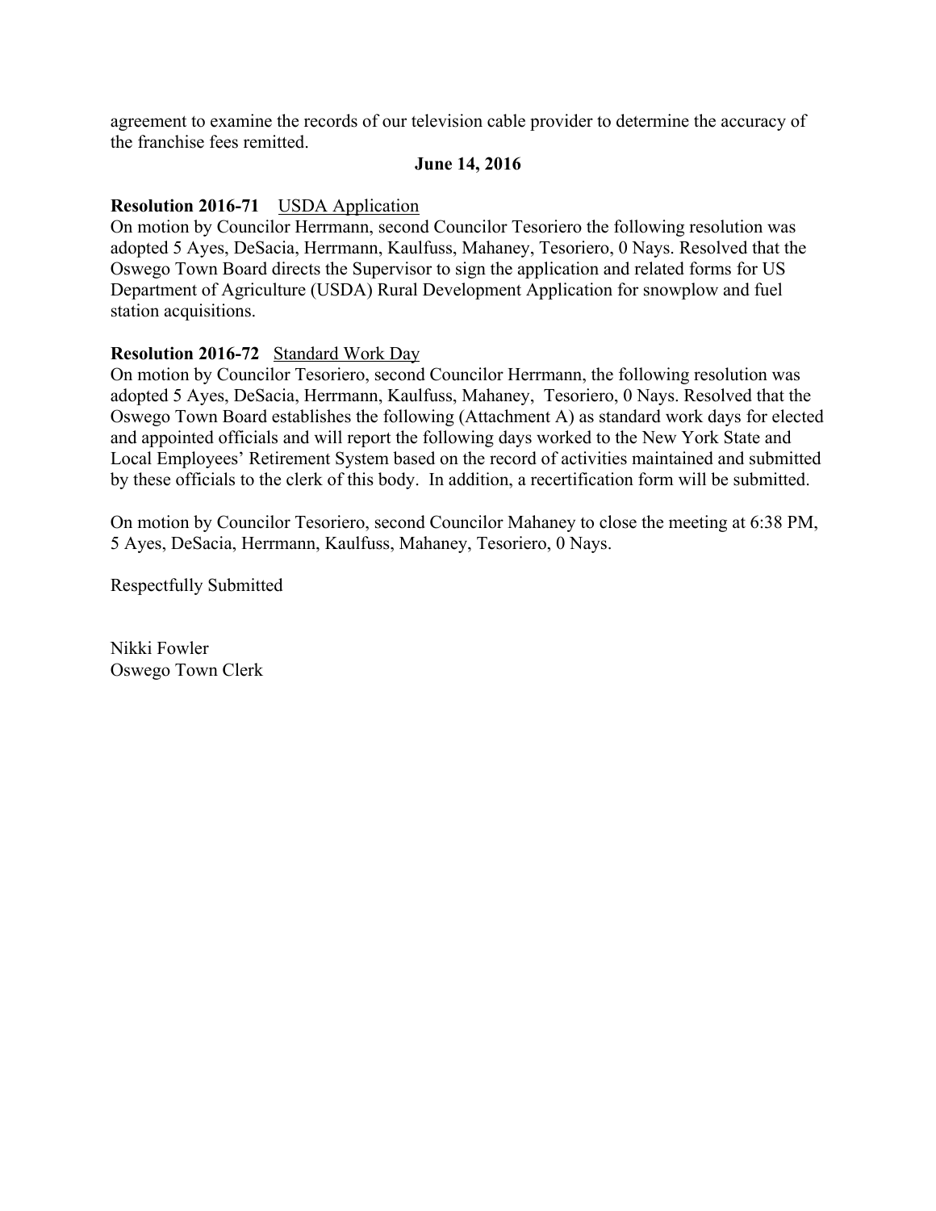agreement to examine the records of our television cable provider to determine the accuracy of the franchise fees remitted.

**June 14, 2016**

**Resolution 2016-71** USDA Application
On motion by Councilor Herrmann, second Councilor Tesoriero the following resolution was adopted 5 Ayes, DeSacia, Herrmann, Kaulfuss, Mahaney, Tesoriero, 0 Nays. Resolved that the Oswego Town Board directs the Supervisor to sign the application and related forms for US Department of Agriculture (USDA) Rural Development Application for snowplow and fuel station acquisitions.

**Resolution 2016-72** Standard Work Day
On motion by Councilor Tesoriero, second Councilor Herrmann, the following resolution was adopted 5 Ayes, DeSacia, Herrmann, Kaulfuss, Mahaney, Tesoriero, 0 Nays. Resolved that the Oswego Town Board establishes the following (Attachment A) as standard work days for elected and appointed officials and will report the following days worked to the New York State and Local Employees' Retirement System based on the record of activities maintained and submitted by these officials to the clerk of this body. In addition, a recertification form will be submitted.

On motion by Councilor Tesoriero, second Councilor Mahaney to close the meeting at 6:38 PM, 5 Ayes, DeSacia, Herrmann, Kaulfuss, Mahaney, Tesoriero, 0 Nays.

Respectfully Submitted

Nikki Fowler
Oswego Town Clerk